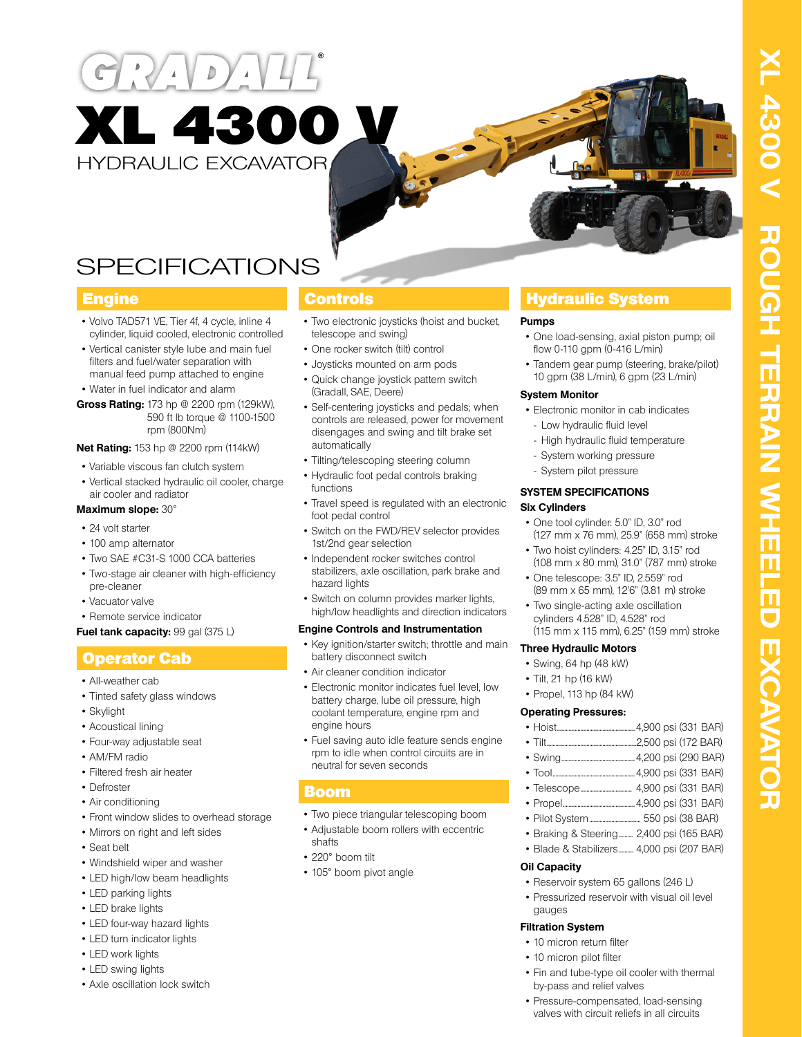# GRADALL®

# XL 4300 V

HYDRAULIC EXCAVATOR

XL 4300 V ROUGH TERRAIN WHEELED EXCAVATOR

## SPECIFICATIONS

### Engine

- Volvo TAD571 VE, Tier 4f, 4 cycle, inline 4 cylinder, liquid cooled, electronic controlled
- Vertical canister style lube and main fuel filters and fuel/water separation with manual feed pump attached to engine
- Water in fuel indicator and alarm

**Gross Rating:** 173 hp @ 2200 rpm (129kW), 590 ft lb torque @ 1100-1500 rpm (800Nm)

**Net Rating:** 153 hp @ 2200 rpm (114kW)

- Variable viscous fan clutch system
- Vertical stacked hydraulic oil cooler, charge air cooler and radiator

**Maximum slope:** 30°

- 24 volt starter
- 100 amp alternator
- Two SAE #C31-S 1000 CCA batteries
- Two-stage air cleaner with high-efficiency pre-cleaner
- Vacuator valve
- Remote service indicator

**Fuel tank capacity:** 99 gal (375 L)

### Operator Cab

- All-weather cab
- Tinted safety glass windows
- Skylight
- Acoustical lining
- Four-way adjustable seat
- AM/FM radio
- Filtered fresh air heater
- Defroster
- Air conditioning
- Front window slides to overhead storage
- Mirrors on right and left sides
- Seat belt
- Windshield wiper and washer
- LED high/low beam headlights
- LED parking lights
- LED brake lights
- LED four-way hazard lights
- LED turn indicator lights
- LED work lights
- LED swing lights
- Axle oscillation lock switch

### Controls

- Two electronic joysticks (hoist and bucket, telescope and swing)
- One rocker switch (tilt) control
- Joysticks mounted on arm pods
- Quick change joystick pattern switch (Gradall, SAE, Deere)
- Self-centering joysticks and pedals; when controls are released, power for movement disengages and swing and tilt brake set automatically
- Tilting/telescoping steering column
- Hydraulic foot pedal controls braking functions
- Travel speed is regulated with an electronic foot pedal control
- Switch on the FWD/REV selector provides 1st/2nd gear selection
- Independent rocker switches control stabilizers, axle oscillation, park brake and hazard lights
- Switch on column provides marker lights, high/low headlights and direction indicators

**Engine Controls and Instrumentation**

- Key ignition/starter switch; throttle and main battery disconnect switch
- Air cleaner condition indicator
- Electronic monitor indicates fuel level, low battery charge, lube oil pressure, high coolant temperature, engine rpm and engine hours
- Fuel saving auto idle feature sends engine rpm to idle when control circuits are in neutral for seven seconds

### Boom

- Two piece triangular telescoping boom
- Adjustable boom rollers with eccentric shafts
- 220° boom tilt
- 105° boom pivot angle

### Hydraulic System

**Pumps**

- One load-sensing, axial piston pump; oil flow 0-110 gpm (0-416 L/min)
- Tandem gear pump (steering, brake/pilot) 10 gpm (38 L/min), 6 gpm (23 L/min)

**System Monitor**

- Electronic monitor in cab indicates
  - Low hydraulic fluid level
  - High hydraulic fluid temperature
  - System working pressure
  - System pilot pressure

**SYSTEM SPECIFICATIONS**

**Six Cylinders**

- One tool cylinder: 5.0" ID, 3.0" rod (127 mm x 76 mm), 25.9" (658 mm) stroke
- Two hoist cylinders: 4.25" ID, 3.15" rod (108 mm x 80 mm), 31.0" (787 mm) stroke
- One telescope: 3.5" ID, 2.559" rod (89 mm x 65 mm), 12'6" (3.81 m) stroke
- Two single-acting axle oscillation cylinders 4.528" ID, 4.528" rod (115 mm x 115 mm), 6.25" (159 mm) stroke

**Three Hydraulic Motors**

- Swing, 64 hp (48 kW)
- Tilt, 21 hp (16 kW)
- Propel, 113 hp (84 kW)

**Operating Pressures:**

- Hoist ........ 4,900 psi (331 BAR)
- Tilt ........ 2,500 psi (172 BAR)
- Swing ........ 4,200 psi (290 BAR)
- Tool ........ 4,900 psi (331 BAR)
- Telescope ........ 4,900 psi (331 BAR)
- Propel ........ 4,900 psi (331 BAR)
- Pilot System ........ 550 psi (38 BAR)
- Braking & Steering ........ 2,400 psi (165 BAR)
- Blade & Stabilizers ........ 4,000 psi (207 BAR)

**Oil Capacity**

- Reservoir system 65 gallons (246 L)
- Pressurized reservoir with visual oil level gauges

**Filtration System**

- 10 micron return filter
- 10 micron pilot filter
- Fin and tube-type oil cooler with thermal by-pass and relief valves
- Pressure-compensated, load-sensing valves with circuit reliefs in all circuits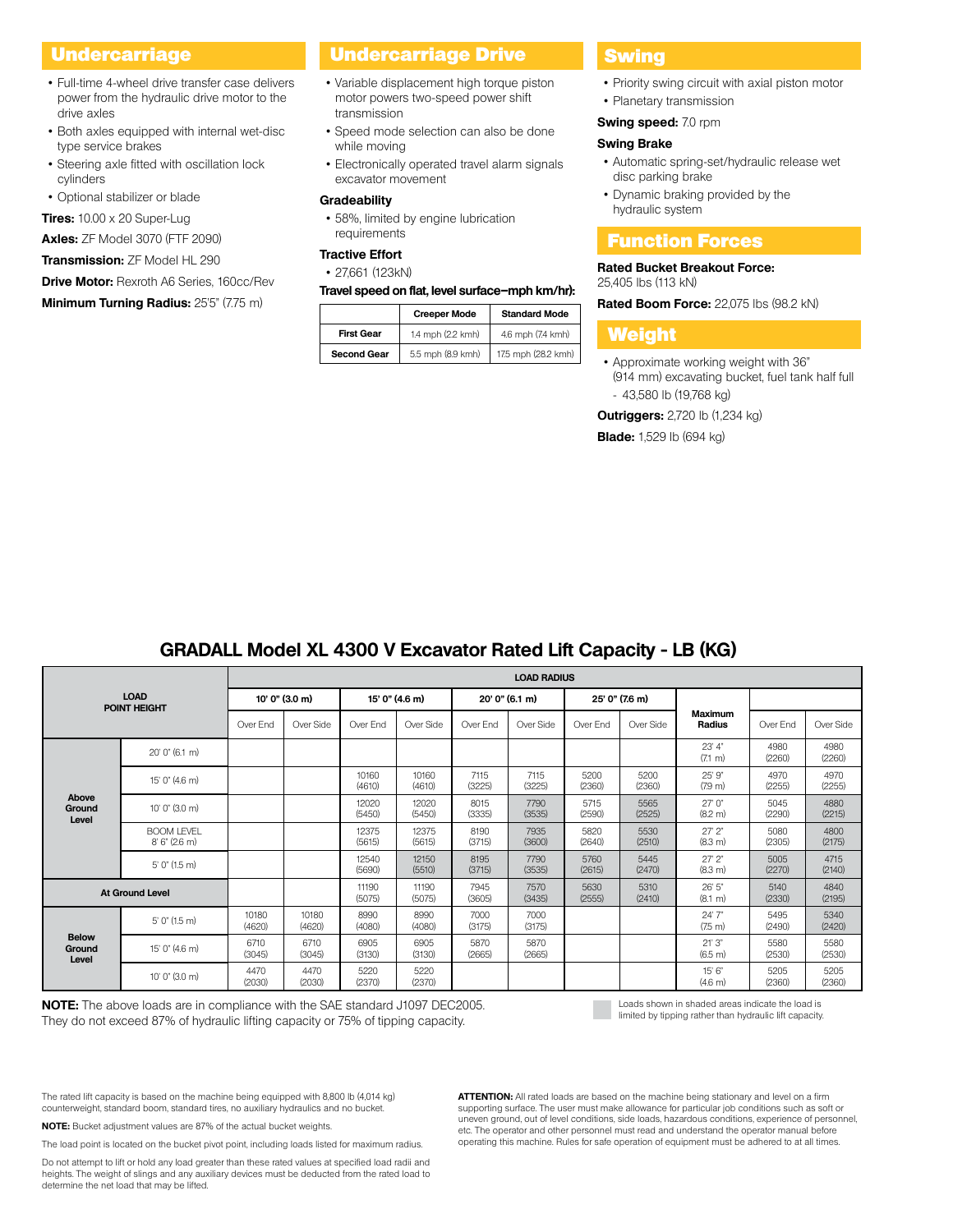## Undercarriage

- Full-time 4-wheel drive transfer case delivers power from the hydraulic drive motor to the drive axles
- Both axles equipped with internal wet-disc type service brakes
- Steering axle fitted with oscillation lock cylinders
- Optional stabilizer or blade

**Tires:** 10.00 x 20 Super-Lug

**Axles:** ZF Model 3070 (FTF 2090)

**Transmission:** ZF Model HL 290

**Drive Motor:** Rexroth A6 Series, 160cc/Rev

**Minimum Turning Radius:** 25'5" (7.75 m)

## Undercarriage Drive

- Variable displacement high torque piston motor powers two-speed power shift transmission
- Speed mode selection can also be done while moving
- Electronically operated travel alarm signals excavator movement

**Gradeability**

- 58%, limited by engine lubrication requirements

**Tractive Effort**

- 27,661 (123kN)

**Travel speed on flat, level surface–mph km/hr):**

| | Creeper Mode | Standard Mode |
|---|---|---|
| **First Gear** | 1.4 mph (2.2 kmh) | 4.6 mph (7.4 kmh) |
| **Second Gear** | 5.5 mph (8.9 kmh) | 17.5 mph (28.2 kmh) |

## Swing

- Priority swing circuit with axial piston motor
- Planetary transmission

**Swing speed:** 7.0 rpm

**Swing Brake**

- Automatic spring-set/hydraulic release wet disc parking brake
- Dynamic braking provided by the hydraulic system

## Function Forces

**Rated Bucket Breakout Force:**
25,405 lbs (113 kN)

**Rated Boom Force:** 22,075 lbs (98.2 kN)

## Weight

- Approximate working weight with 36" (914 mm) excavating bucket, fuel tank half full
  - 43,580 lb (19,768 kg)

**Outriggers:** 2,720 lb (1,234 kg)

**Blade:** 1,529 lb (694 kg)

## GRADALL Model XL 4300 V Excavator Rated Lift Capacity - LB (KG)

| LOAD POINT HEIGHT | | LOAD RADIUS | | | | | | | | | | |
|---|---|---|---|---|---|---|---|---|---|---|---|---|
| | | 10' 0" (3.0 m) | | 15' 0" (4.6 m) | | 20' 0" (6.1 m) | | 25' 0" (7.6 m) | | Maximum Radius | | |
| | | Over End | Over Side | Over End | Over Side | Over End | Over Side | Over End | Over Side | | Over End | Over Side |
| Above Ground Level | 20' 0" (6.1 m) | | | | | | | | | 23' 4" (7.1 m) | 4980 (2260) | 4980 (2260) |
| | 15' 0" (4.6 m) | | | 10160 (4610) | 10160 (4610) | 7115 (3225) | 7115 (3225) | 5200 (2360) | 5200 (2360) | 25' 9" (7.9 m) | 4970 (2255) | 4970 (2255) |
| | 10' 0" (3.0 m) | | | 12020 (5450) | 12020 (5450) | 8015 (3335) | 7790 (3535) | 5715 (2590) | 5565 (2525) | 27' 0" (8.2 m) | 5045 (2290) | 4880 (2215) |
| | BOOM LEVEL 8' 6" (2.6 m) | | | 12375 (5615) | 12375 (5615) | 8190 (3715) | 7935 (3600) | 5820 (2640) | 5530 (2510) | 27' 2" (8.3 m) | 5080 (2305) | 4800 (2175) |
| | 5' 0" (1.5 m) | | | 12540 (5690) | 12150 (5510) | 8195 (3715) | 7790 (3535) | 5760 (2615) | 5445 (2470) | 27' 2" (8.3 m) | 5005 (2270) | 4715 (2140) |
| At Ground Level | | | | 11190 (5075) | 11190 (5075) | 7945 (3605) | 7570 (3435) | 5630 (2555) | 5310 (2410) | 26' 5" (8.1 m) | 5140 (2330) | 4840 (2195) |
| Below Ground Level | 5' 0" (1.5 m) | 10180 (4620) | 10180 (4620) | 8990 (4080) | 8990 (4080) | 7000 (3175) | 7000 (3175) | | | 24' 7" (7.5 m) | 5495 (2490) | 5340 (2420) |
| | 15' 0" (4.6 m) | 6710 (3045) | 6710 (3045) | 6905 (3130) | 6905 (3130) | 5870 (2665) | 5870 (2665) | | | 21' 3" (6.5 m) | 5580 (2530) | 5580 (2530) |
| | 10' 0" (3.0 m) | 4470 (2030) | 4470 (2030) | 5220 (2370) | 5220 (2370) | | | | | 15' 6" (4.6 m) | 5205 (2360) | 5205 (2360) |

**NOTE:** The above loads are in compliance with the SAE standard J1097 DEC2005. They do not exceed 87% of hydraulic lifting capacity or 75% of tipping capacity.

Loads shown in shaded areas indicate the load is limited by tipping rather than hydraulic lift capacity.

The rated lift capacity is based on the machine being equipped with 8,800 lb (4,014 kg) counterweight, standard boom, standard tires, no auxiliary hydraulics and no bucket.

**NOTE:** Bucket adjustment values are 87% of the actual bucket weights.

The load point is located on the bucket pivot point, including loads listed for maximum radius.

Do not attempt to lift or hold any load greater than these rated values at specified load radii and heights. The weight of slings and any auxiliary devices must be deducted from the rated load to determine the net load that may be lifted.

**ATTENTION:** All rated loads are based on the machine being stationary and level on a firm supporting surface. The user must make allowance for particular job conditions such as soft or uneven ground, out of level conditions, side loads, hazardous conditions, experience of personnel, etc. The operator and other personnel must read and understand the operator manual before operating this machine. Rules for safe operation of equipment must be adhered to at all times.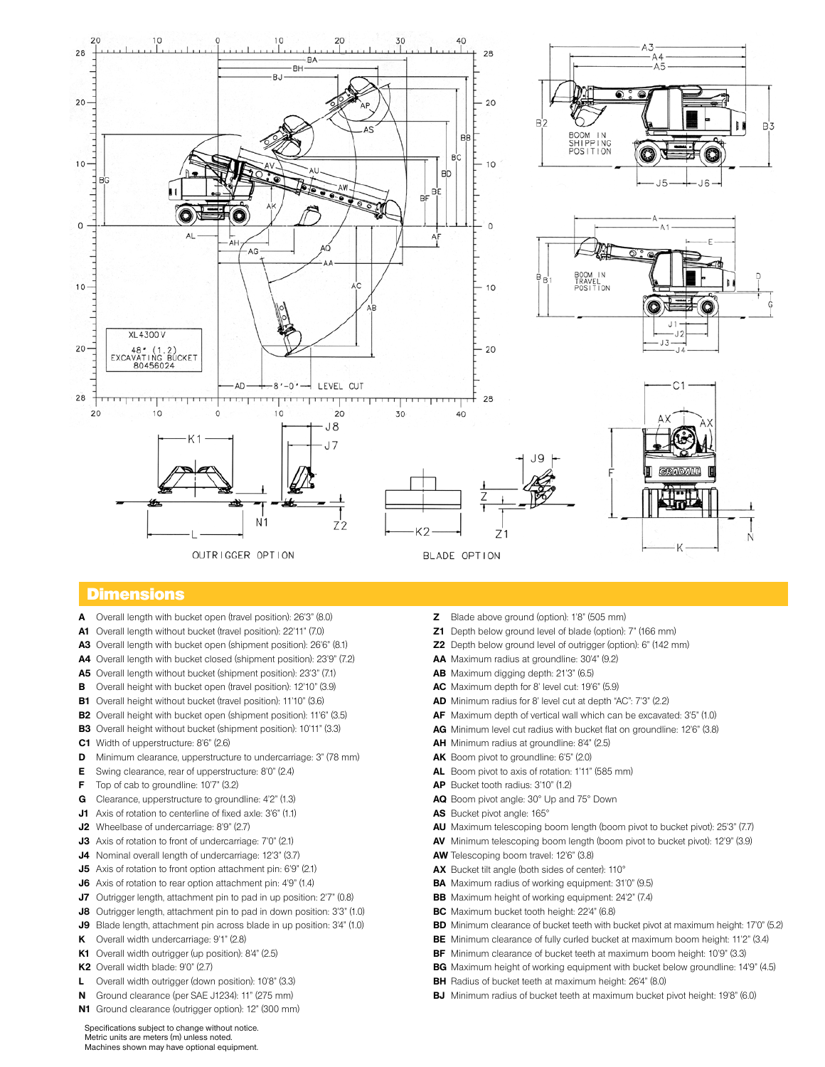## Dimensions

- **A** Overall length with bucket open (travel position): 26'3" (8.0)
- **A1** Overall length without bucket (travel position): 22'11" (7.0)
- **A3** Overall length with bucket open (shipment position): 26'6" (8.1)
- **A4** Overall length with bucket closed (shipment position): 23'9" (7.2)
- **A5** Overall length without bucket (shipment position): 23'3" (7.1)
- **B** Overall height with bucket open (travel position): 12'10" (3.9)
- **B1** Overall height without bucket (travel position): 11'10" (3.6)
- **B2** Overall height with bucket open (shipment position): 11'6" (3.5)
- **B3** Overall height without bucket (shipment position): 10'11" (3.3)
- **C1** Width of upperstructure: 8'6" (2.6)
- **D** Minimum clearance, upperstructure to undercarriage: 3" (78 mm)
- **E** Swing clearance, rear of upperstructure: 8'0" (2.4)
- **F** Top of cab to groundline: 10'7" (3.2)
- **G** Clearance, upperstructure to groundline: 4'2" (1.3)
- **J1** Axis of rotation to centerline of fixed axle: 3'6" (1.1)
- **J2** Wheelbase of undercarriage: 8'9" (2.7)
- **J3** Axis of rotation to front of undercarriage: 7'0" (2.1)
- **J4** Nominal overall length of undercarriage: 12'3" (3.7)
- **J5** Axis of rotation to front option attachment pin: 6'9" (2.1)
- **J6** Axis of rotation to rear option attachment pin: 4'9" (1.4)
- **J7** Outrigger length, attachment pin to pad in up position: 2'7" (0.8)
- **J8** Outrigger length, attachment pin to pad in down position: 3'3" (1.0)
- **J9** Blade length, attachment pin across blade in up position: 3'4" (1.0)
- **K** Overall width undercarriage: 9'1" (2.8)
- **K1** Overall width outrigger (up position): 8'4" (2.5)
- **K2** Overall width blade: 9'0" (2.7)
- **L** Overall width outrigger (down position): 10'8" (3.3)
- **N** Ground clearance (per SAE J1234): 11" (275 mm)
- **N1** Ground clearance (outrigger option): 12" (300 mm)
- **Z** Blade above ground (option): 1'8" (505 mm)
- **Z1** Depth below ground level of blade (option): 7" (166 mm)
- **Z2** Depth below ground level of outrigger (option): 6" (142 mm)
- **AA** Maximum radius at groundline: 30'4" (9.2)
- **AB** Maximum digging depth: 21'3" (6.5)
- **AC** Maximum depth for 8' level cut: 19'6" (5.9)
- **AD** Minimum radius for 8' level cut at depth "AC": 7'3" (2.2)
- **AF** Maximum depth of vertical wall which can be excavated: 3'5" (1.0)
- **AG** Minimum level cut radius with bucket flat on groundline: 12'6" (3.8)
- **AH** Minimum radius at groundline: 8'4" (2.5)
- **AK** Boom pivot to groundline: 6'5" (2.0)
- **AL** Boom pivot to axis of rotation: 1'11" (585 mm)
- **AP** Bucket tooth radius: 3'10" (1.2)
- **AQ** Boom pivot angle: 30° Up and 75° Down
- **AS** Bucket pivot angle: 165°
- **AU** Maximum telescoping boom length (boom pivot to bucket pivot): 25'3" (7.7)
- **AV** Minimum telescoping boom length (boom pivot to bucket pivot): 12'9" (3.9)
- **AW** Telescoping boom travel: 12'6" (3.8)
- **AX** Bucket tilt angle (both sides of center): 110°
- **BA** Maximum radius of working equipment: 31'0" (9.5)
- **BB** Maximum height of working equipment: 24'2" (7.4)
- **BC** Maximum bucket tooth height: 22'4" (6.8)
- **BD** Minimum clearance of bucket teeth with bucket pivot at maximum height: 17'0" (5.2)
- **BE** Minimum clearance of fully curled bucket at maximum boom height: 11'2" (3.4)
- **BF** Minimum clearance of bucket teeth at maximum boom height: 10'9" (3.3)
- **BG** Maximum height of working equipment with bucket below groundline: 14'9" (4.5)
- **BH** Radius of bucket teeth at maximum height: 26'4" (8.0)
- **BJ** Minimum radius of bucket teeth at maximum bucket pivot height: 19'8" (6.0)

Specifications subject to change without notice.
Metric units are meters (m) unless noted.
Machines shown may have optional equipment.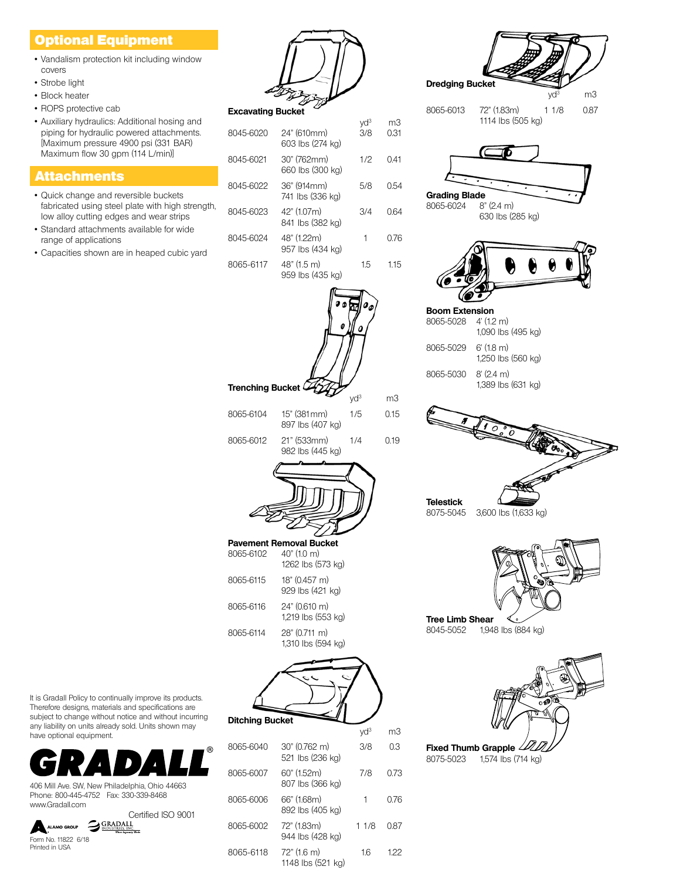## Optional Equipment

- Vandalism protection kit including window covers
- Strobe light
- Block heater
- ROPS protective cab
- Auxiliary hydraulics: Additional hosing and piping for hydraulic powered attachments. [Maximum pressure 4900 psi (331 BAR) Maximum flow 30 gpm (114 L/min)]

## Attachments

- Quick change and reversible buckets fabricated using steel plate with high strength, low alloy cutting edges and wear strips
- Standard attachments available for wide range of applications
- Capacities shown are in heaped cubic yard

### Excavating Bucket

| | | yd³ | m3 |
|---|---|---|---|
| 8045-6020 | 24" (610mm) 603 lbs (274 kg) | 3/8 | 0.31 |
| 8045-6021 | 30" (762mm) 660 lbs (300 kg) | 1/2 | 0.41 |
| 8045-6022 | 36" (914mm) 741 lbs (336 kg) | 5/8 | 0.54 |
| 8045-6023 | 42" (1.07m) 841 lbs (382 kg) | 3/4 | 0.64 |
| 8045-6024 | 48" (1.22m) 957 lbs (434 kg) | 1 | 0.76 |
| 8065-6117 | 48" (1.5 m) 959 lbs (435 kg) | 1.5 | 1.15 |

### Trenching Bucket

| | | yd³ | m3 |
|---|---|---|---|
| 8065-6104 | 15" (381mm) 897 lbs (407 kg) | 1/5 | 0.15 |
| 8065-6012 | 21" (533mm) 982 lbs (445 kg) | 1/4 | 0.19 |

### Pavement Removal Bucket

| | |
|---|---|
| 8065-6102 | 40" (1.0 m) 1262 lbs (573 kg) |
| 8065-6115 | 18" (0.457 m) 929 lbs (421 kg) |
| 8065-6116 | 24" (0.610 m) 1,219 lbs (553 kg) |
| 8065-6114 | 28" (0.711 m) 1,310 lbs (594 kg) |

### Ditching Bucket

| | | yd³ | m3 |
|---|---|---|---|
| 8065-6040 | 30" (0.762 m) 521 lbs (236 kg) | 3/8 | 0.3 |
| 8065-6007 | 60" (1.52m) 807 lbs (366 kg) | 7/8 | 0.73 |
| 8065-6006 | 66" (1.68m) 892 lbs (405 kg) | 1 | 0.76 |
| 8065-6002 | 72" (1.83m) 944 lbs (428 kg) | 1 1/8 | 0.87 |
| 8065-6118 | 72" (1.6 m) 1148 lbs (521 kg) | 1.6 | 1.22 |

### Dredging Bucket

| | | yd³ | m3 |
|---|---|---|---|
| 8065-6013 | 72" (1.83m) 1114 lbs (505 kg) | 1 1/8 | 0.87 |

### Grading Blade

8065-6024 8' (2.4 m) 630 lbs (285 kg)

### Boom Extension

| | |
|---|---|
| 8065-5028 | 4' (1.2 m) 1,090 lbs (495 kg) |
| 8065-5029 | 6' (1.8 m) 1,250 lbs (560 kg) |
| 8065-5030 | 8' (2.4 m) 1,389 lbs (631 kg) |

### Telestick

8075-5045 3,600 lbs (1,633 kg)

### Tree Limb Shear

8045-5052 1,948 lbs (884 kg)

### Fixed Thumb Grapple

8075-5023 1,574 lbs (714 kg)

It is Gradall Policy to continually improve its products. Therefore designs, materials and specifications are subject to change without notice and without incurring any liability on units already sold. Units shown may have optional equipment.

**GRADALL®**

406 Mill Ave. SW, New Philadelphia, Ohio 44663
Phone: 800-445-4752 Fax: 330-339-8468
www.Gradall.com

Certified ISO 9001

ALAMO GROUP GRADALL INDUSTRIES, INC.

Form No. 11822 6/18
Printed in USA